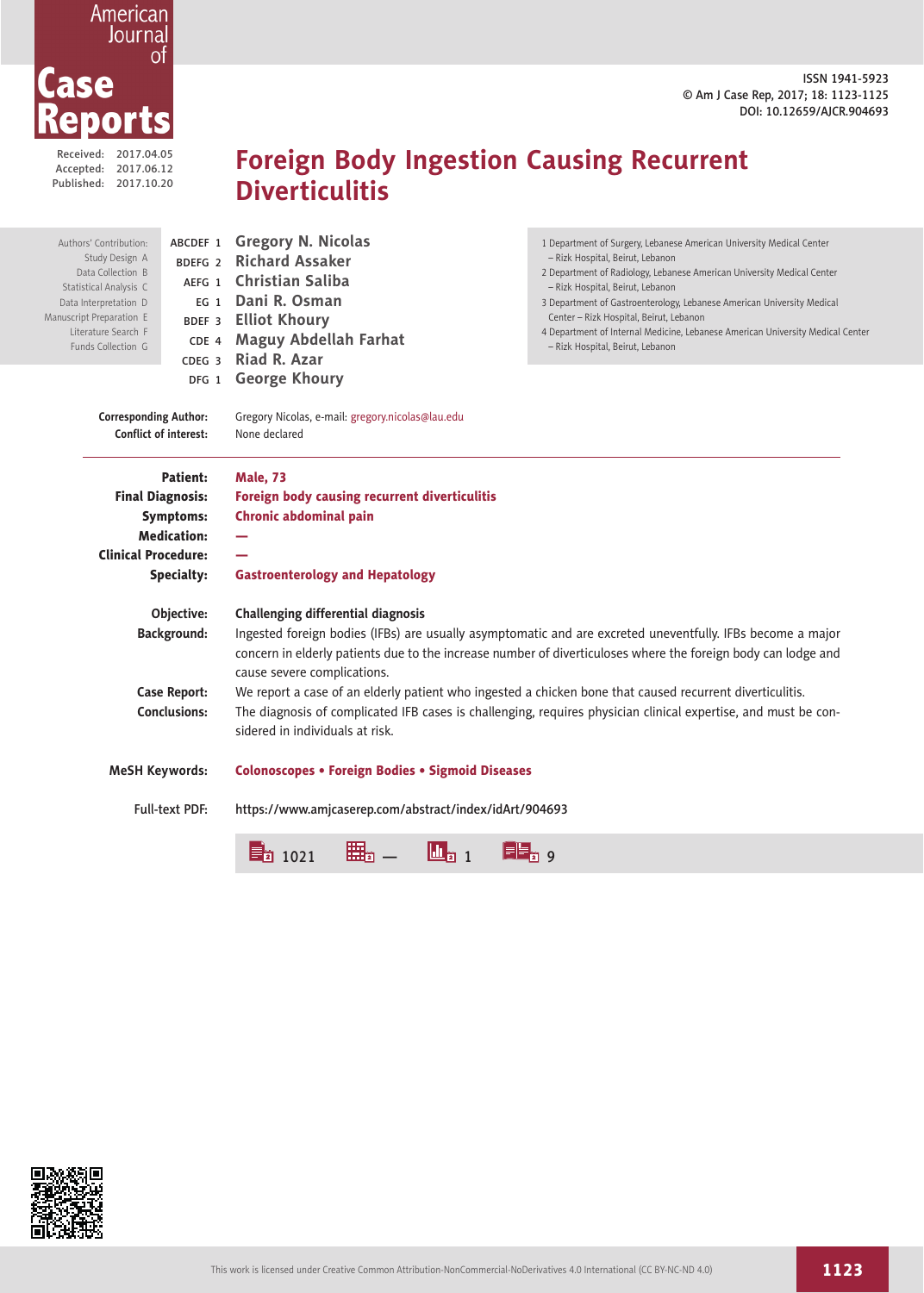Received: 2017.04.05
Accepted: 2017.06.12
Published: 2017.10.20

# Foreign Body Ingestion Causing Recurrent Diverticulitis

Authors' Contribution:
Study Design A
Data Collection B
Statistical Analysis C
Data Interpretation D
Manuscript Preparation E
Literature Search F
Funds Collection G

ABCDEF 1 **Gregory N. Nicolas**
BDEFG 2 **Richard Assaker**
AEFG 1 **Christian Saliba**
EG 1 **Dani R. Osman**
BDEF 3 **Elliot Khoury**
CDE 4 **Maguy Abdellah Farhat**
CDEG 3 **Riad R. Azar**
DFG 1 **George Khoury**

1 Department of Surgery, Lebanese American University Medical Center – Rizk Hospital, Beirut, Lebanon
2 Department of Radiology, Lebanese American University Medical Center – Rizk Hospital, Beirut, Lebanon
3 Department of Gastroenterology, Lebanese American University Medical Center – Rizk Hospital, Beirut, Lebanon
4 Department of Internal Medicine, Lebanese American University Medical Center – Rizk Hospital, Beirut, Lebanon

**Corresponding Author:** Gregory Nicolas, e-mail: gregory.nicolas@lau.edu
**Conflict of interest:** None declared

---

**Patient:** Male, 73
**Final Diagnosis:** Foreign body causing recurrent diverticulitis
**Symptoms:** Chronic abdominal pain
**Medication:** —
**Clinical Procedure:** —
**Specialty:** Gastroenterology and Hepatology

**Objective:** Challenging differential diagnosis

**Background:** Ingested foreign bodies (IFBs) are usually asymptomatic and are excreted uneventfully. IFBs become a major concern in elderly patients due to the increase number of diverticuloses where the foreign body can lodge and cause severe complications.

**Case Report:** We report a case of an elderly patient who ingested a chicken bone that caused recurrent diverticulitis.

**Conclusions:** The diagnosis of complicated IFB cases is challenging, requires physician clinical expertise, and must be considered in individuals at risk.

**MeSH Keywords:** Colonoscopes • Foreign Bodies • Sigmoid Diseases

**Full-text PDF:** https://www.amjcaserep.com/abstract/index/idArt/904693

1021 — 1 9

This work is licensed under Creative Common Attribution-NonCommercial-NoDerivatives 4.0 International (CC BY-NC-ND 4.0)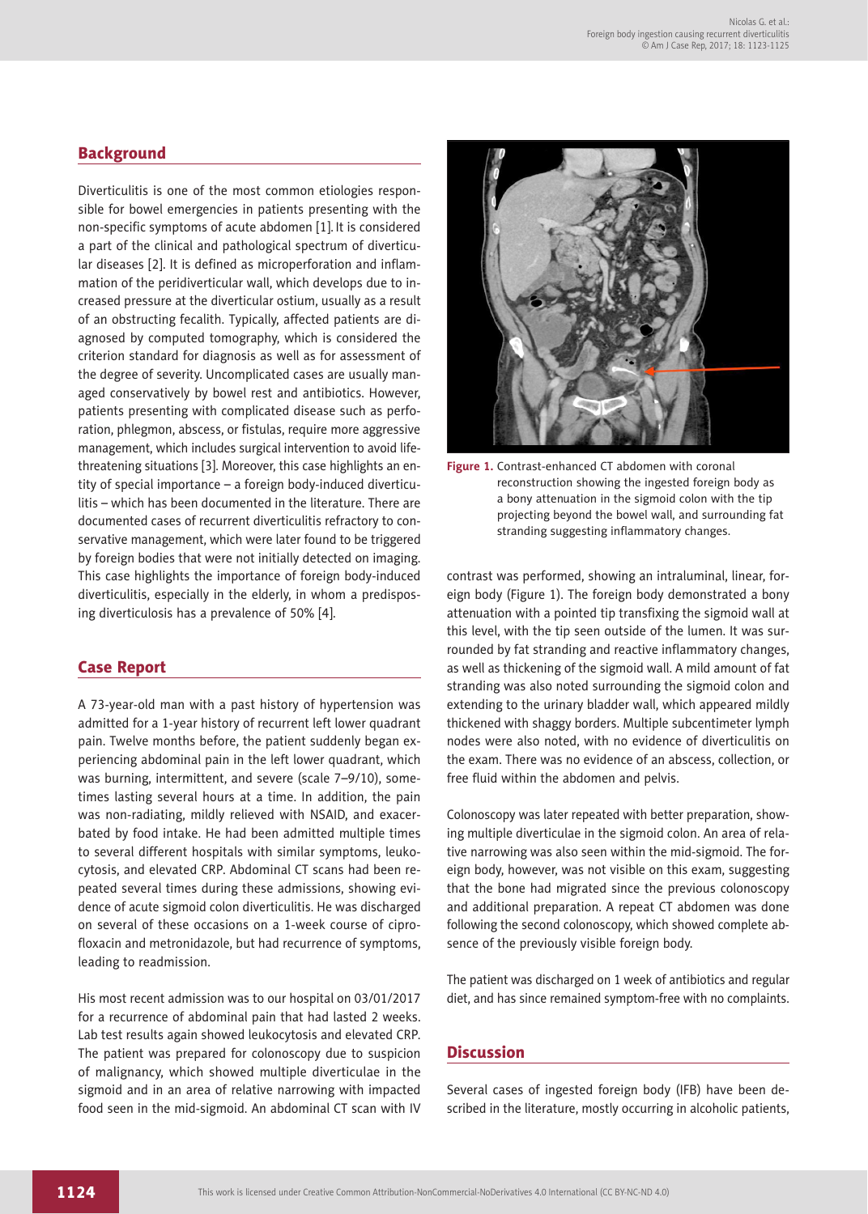## Background

Diverticulitis is one of the most common etiologies responsible for bowel emergencies in patients presenting with the non-specific symptoms of acute abdomen [1]. It is considered a part of the clinical and pathological spectrum of diverticular diseases [2]. It is defined as microperforation and inflammation of the peridiverticular wall, which develops due to increased pressure at the diverticular ostium, usually as a result of an obstructing fecalith. Typically, affected patients are diagnosed by computed tomography, which is considered the criterion standard for diagnosis as well as for assessment of the degree of severity. Uncomplicated cases are usually managed conservatively by bowel rest and antibiotics. However, patients presenting with complicated disease such as perforation, phlegmon, abscess, or fistulas, require more aggressive management, which includes surgical intervention to avoid life-threatening situations [3]. Moreover, this case highlights an entity of special importance – a foreign body-induced diverticulitis – which has been documented in the literature. There are documented cases of recurrent diverticulitis refractory to conservative management, which were later found to be triggered by foreign bodies that were not initially detected on imaging. This case highlights the importance of foreign body-induced diverticulitis, especially in the elderly, in whom a predisposing diverticulosis has a prevalence of 50% [4].

## Case Report

A 73-year-old man with a past history of hypertension was admitted for a 1-year history of recurrent left lower quadrant pain. Twelve months before, the patient suddenly began experiencing abdominal pain in the left lower quadrant, which was burning, intermittent, and severe (scale 7–9/10), sometimes lasting several hours at a time. In addition, the pain was non-radiating, mildly relieved with NSAID, and exacerbated by food intake. He had been admitted multiple times to several different hospitals with similar symptoms, leukocytosis, and elevated CRP. Abdominal CT scans had been repeated several times during these admissions, showing evidence of acute sigmoid colon diverticulitis. He was discharged on several of these occasions on a 1-week course of ciprofloxacin and metronidazole, but had recurrence of symptoms, leading to readmission.

His most recent admission was to our hospital on 03/01/2017 for a recurrence of abdominal pain that had lasted 2 weeks. Lab test results again showed leukocytosis and elevated CRP. The patient was prepared for colonoscopy due to suspicion of malignancy, which showed multiple diverticulae in the sigmoid and in an area of relative narrowing with impacted food seen in the mid-sigmoid. An abdominal CT scan with IV contrast was performed, showing an intraluminal, linear, foreign body (Figure 1). The foreign body demonstrated a bony attenuation with a pointed tip transfixing the sigmoid wall at this level, with the tip seen outside of the lumen. It was surrounded by fat stranding and reactive inflammatory changes, as well as thickening of the sigmoid wall. A mild amount of fat stranding was also noted surrounding the sigmoid colon and extending to the urinary bladder wall, which appeared mildly thickened with shaggy borders. Multiple subcentimeter lymph nodes were also noted, with no evidence of diverticulitis on the exam. There was no evidence of an abscess, collection, or free fluid within the abdomen and pelvis.

**Figure 1.** Contrast-enhanced CT abdomen with coronal reconstruction showing the ingested foreign body as a bony attenuation in the sigmoid colon with the tip projecting beyond the bowel wall, and surrounding fat stranding suggesting inflammatory changes.

Colonoscopy was later repeated with better preparation, showing multiple diverticulae in the sigmoid colon. An area of relative narrowing was also seen within the mid-sigmoid. The foreign body, however, was not visible on this exam, suggesting that the bone had migrated since the previous colonoscopy and additional preparation. A repeat CT abdomen was done following the second colonoscopy, which showed complete absence of the previously visible foreign body.

The patient was discharged on 1 week of antibiotics and regular diet, and has since remained symptom-free with no complaints.

## Discussion

Several cases of ingested foreign body (IFB) have been described in the literature, mostly occurring in alcoholic patients,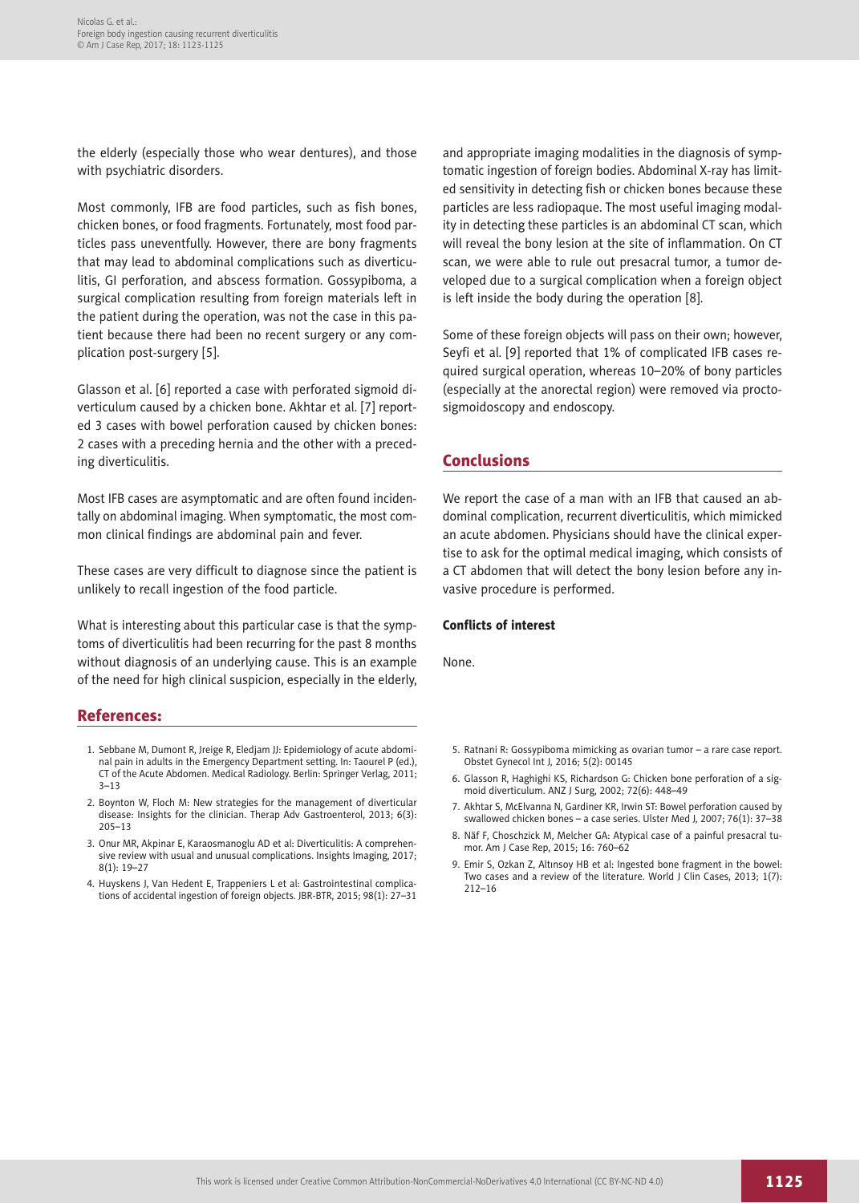the elderly (especially those who wear dentures), and those with psychiatric disorders.

Most commonly, IFB are food particles, such as fish bones, chicken bones, or food fragments. Fortunately, most food particles pass uneventfully. However, there are bony fragments that may lead to abdominal complications such as diverticulitis, GI perforation, and abscess formation. Gossypiboma, a surgical complication resulting from foreign materials left in the patient during the operation, was not the case in this patient because there had been no recent surgery or any complication post-surgery [5].

Glasson et al. [6] reported a case with perforated sigmoid diverticulum caused by a chicken bone. Akhtar et al. [7] reported 3 cases with bowel perforation caused by chicken bones: 2 cases with a preceding hernia and the other with a preceding diverticulitis.

Most IFB cases are asymptomatic and are often found incidentally on abdominal imaging. When symptomatic, the most common clinical findings are abdominal pain and fever.

These cases are very difficult to diagnose since the patient is unlikely to recall ingestion of the food particle.

What is interesting about this particular case is that the symptoms of diverticulitis had been recurring for the past 8 months without diagnosis of an underlying cause. This is an example of the need for high clinical suspicion, especially in the elderly, and appropriate imaging modalities in the diagnosis of symptomatic ingestion of foreign bodies. Abdominal X-ray has limited sensitivity in detecting fish or chicken bones because these particles are less radiopaque. The most useful imaging modality in detecting these particles is an abdominal CT scan, which will reveal the bony lesion at the site of inflammation. On CT scan, we were able to rule out presacral tumor, a tumor developed due to a surgical complication when a foreign object is left inside the body during the operation [8].

Some of these foreign objects will pass on their own; however, Seyfi et al. [9] reported that 1% of complicated IFB cases required surgical operation, whereas 10–20% of bony particles (especially at the anorectal region) were removed via proctosigmoidoscopy and endoscopy.

## Conclusions

We report the case of a man with an IFB that caused an abdominal complication, recurrent diverticulitis, which mimicked an acute abdomen. Physicians should have the clinical expertise to ask for the optimal medical imaging, which consists of a CT abdomen that will detect the bony lesion before any invasive procedure is performed.

#### Conflicts of interest

None.

## References:

1. Sebbane M, Dumont R, Jreige R, Eledjam JJ: Epidemiology of acute abdominal pain in adults in the Emergency Department setting. In: Taourel P (ed.), CT of the Acute Abdomen. Medical Radiology. Berlin: Springer Verlag, 2011; 3–13
2. Boynton W, Floch M: New strategies for the management of diverticular disease: Insights for the clinician. Therap Adv Gastroenterol, 2013; 6(3): 205–13
3. Onur MR, Akpinar E, Karaosmanoglu AD et al: Diverticulitis: A comprehensive review with usual and unusual complications. Insights Imaging, 2017; 8(1): 19–27
4. Huyskens J, Van Hedent E, Trappeniers L et al: Gastrointestinal complications of accidental ingestion of foreign objects. JBR-BTR, 2015; 98(1): 27–31
5. Ratnani R: Gossypiboma mimicking as ovarian tumor – a rare case report. Obstet Gynecol Int J, 2016; 5(2): 00145
6. Glasson R, Haghighi KS, Richardson G: Chicken bone perforation of a sigmoid diverticulum. ANZ J Surg, 2002; 72(6): 448–49
7. Akhtar S, McElvanna N, Gardiner KR, Irwin ST: Bowel perforation caused by swallowed chicken bones – a case series. Ulster Med J, 2007; 76(1): 37–38
8. Näf F, Choschzick M, Melcher GA: Atypical case of a painful presacral tumor. Am J Case Rep, 2015; 16: 760–62
9. Emir S, Ozkan Z, Altınsoy HB et al: Ingested bone fragment in the bowel: Two cases and a review of the literature. World J Clin Cases, 2013; 1(7): 212–16